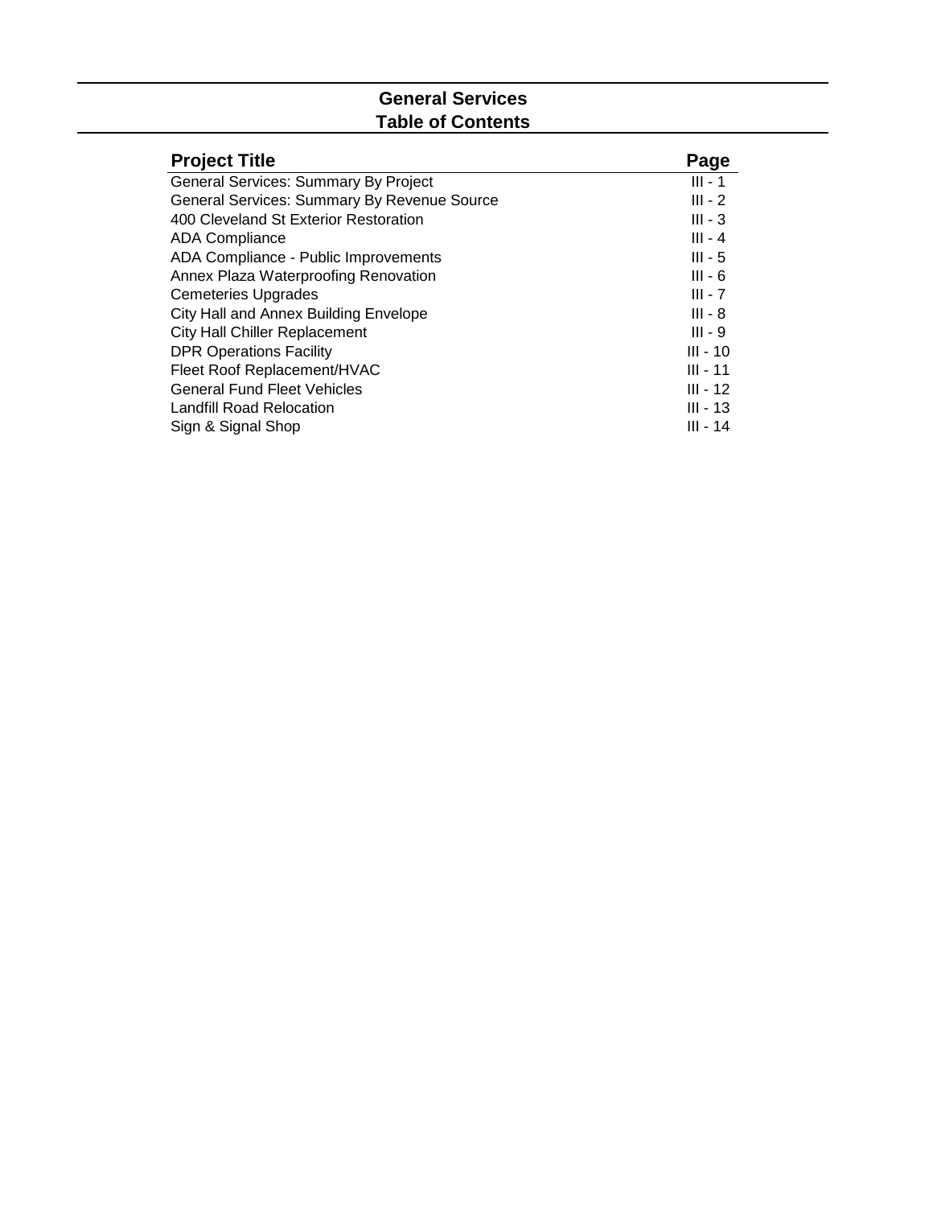# General Services
## Table of Contents

| Project Title | Page |
| --- | --- |
| General Services: Summary By Project | III - 1 |
| General Services: Summary By Revenue Source | III - 2 |
| 400 Cleveland St Exterior Restoration | III - 3 |
| ADA Compliance | III - 4 |
| ADA Compliance - Public Improvements | III - 5 |
| Annex Plaza Waterproofing Renovation | III - 6 |
| Cemeteries Upgrades | III - 7 |
| City Hall and Annex Building Envelope | III - 8 |
| City Hall Chiller Replacement | III - 9 |
| DPR Operations Facility | III - 10 |
| Fleet Roof Replacement/HVAC | III - 11 |
| General Fund Fleet Vehicles | III - 12 |
| Landfill Road Relocation | III - 13 |
| Sign & Signal Shop | III - 14 |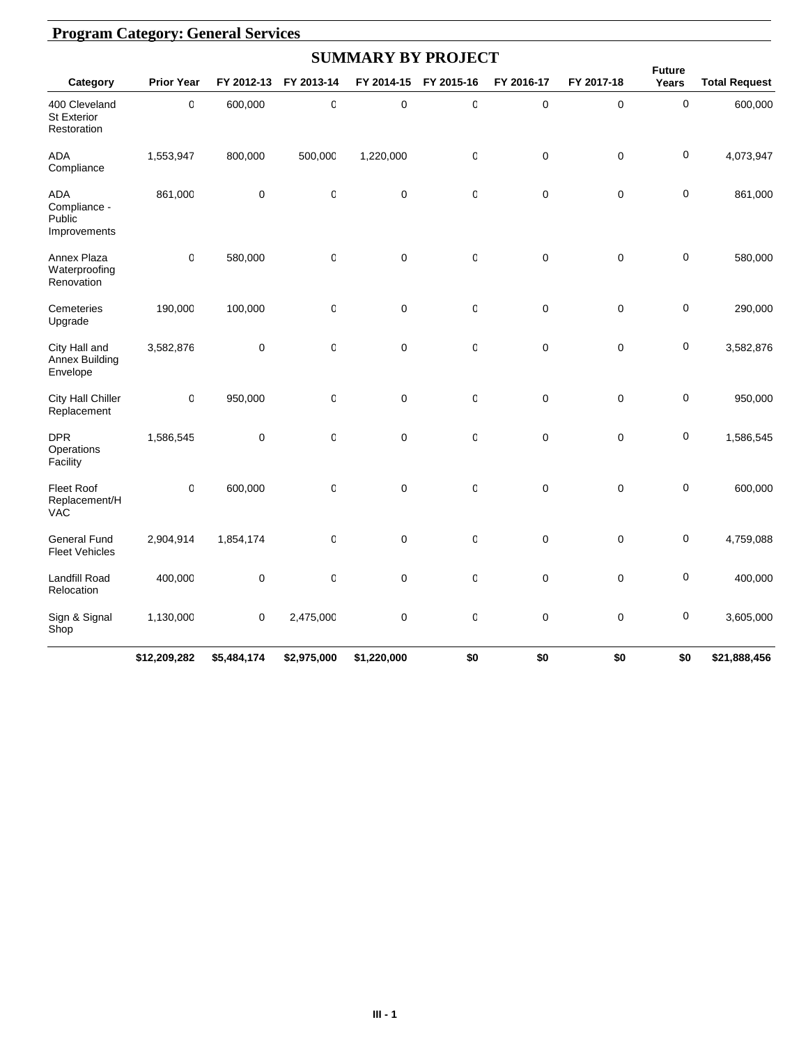## Program Category: General Services

### SUMMARY BY PROJECT

| Category | Prior Year | FY 2012-13 | FY 2013-14 | FY 2014-15 | FY 2015-16 | FY 2016-17 | FY 2017-18 | Future Years | Total Request |
|---|---|---|---|---|---|---|---|---|---|
| 400 Cleveland St Exterior Restoration | 0 | 600,000 | 0 | 0 | 0 | 0 | 0 | 0 | 600,000 |
| ADA Compliance | 1,553,947 | 800,000 | 500,000 | 1,220,000 | 0 | 0 | 0 | 0 | 4,073,947 |
| ADA Compliance - Public Improvements | 861,000 | 0 | 0 | 0 | 0 | 0 | 0 | 0 | 861,000 |
| Annex Plaza Waterproofing Renovation | 0 | 580,000 | 0 | 0 | 0 | 0 | 0 | 0 | 580,000 |
| Cemeteries Upgrade | 190,000 | 100,000 | 0 | 0 | 0 | 0 | 0 | 0 | 290,000 |
| City Hall and Annex Building Envelope | 3,582,876 | 0 | 0 | 0 | 0 | 0 | 0 | 0 | 3,582,876 |
| City Hall Chiller Replacement | 0 | 950,000 | 0 | 0 | 0 | 0 | 0 | 0 | 950,000 |
| DPR Operations Facility | 1,586,545 | 0 | 0 | 0 | 0 | 0 | 0 | 0 | 1,586,545 |
| Fleet Roof Replacement/HVAC | 0 | 600,000 | 0 | 0 | 0 | 0 | 0 | 0 | 600,000 |
| General Fund Fleet Vehicles | 2,904,914 | 1,854,174 | 0 | 0 | 0 | 0 | 0 | 0 | 4,759,088 |
| Landfill Road Relocation | 400,000 | 0 | 0 | 0 | 0 | 0 | 0 | 0 | 400,000 |
| Sign & Signal Shop | 1,130,000 | 0 | 2,475,000 | 0 | 0 | 0 | 0 | 0 | 3,605,000 |
| | **$12,209,282** | **$5,484,174** | **$2,975,000** | **$1,220,000** | **$0** | **$0** | **$0** | **$0** | **$21,888,456** |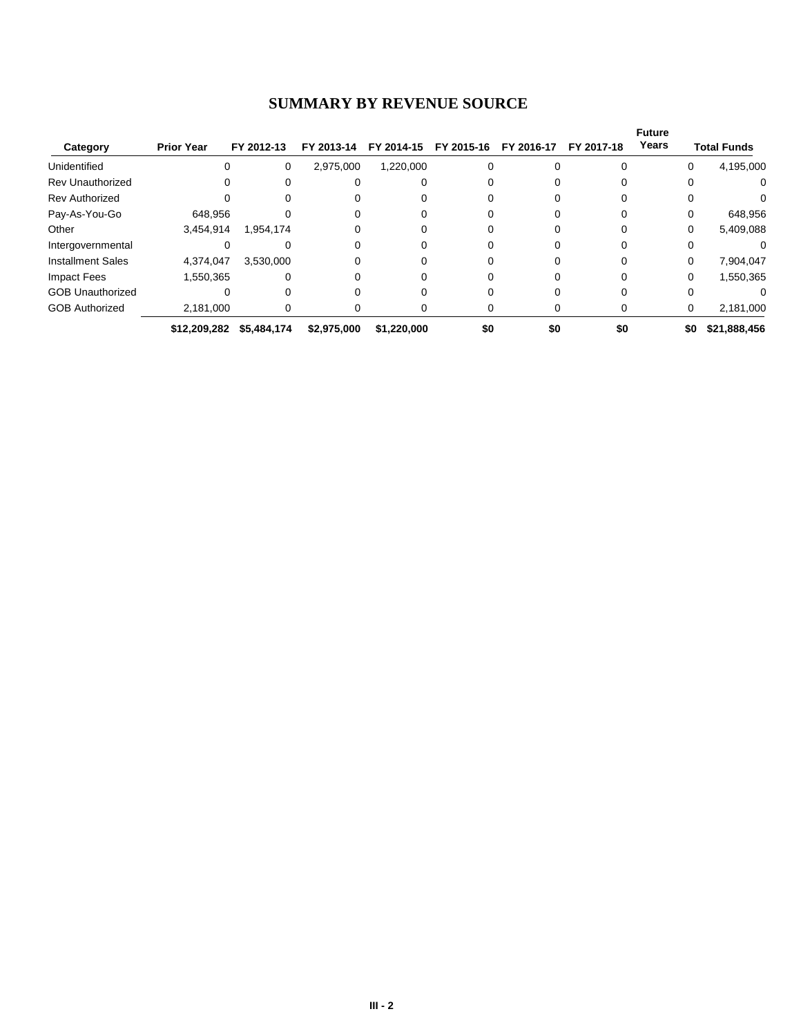# SUMMARY BY REVENUE SOURCE

| Category | Prior Year | FY 2012-13 | FY 2013-14 | FY 2014-15 | FY 2015-16 | FY 2016-17 | FY 2017-18 | Future Years | Total Funds |
|---|---|---|---|---|---|---|---|---|---|
| Unidentified | 0 | 0 | 2,975,000 | 1,220,000 | 0 | 0 | 0 | 0 | 4,195,000 |
| Rev Unauthorized | 0 | 0 | 0 | 0 | 0 | 0 | 0 | 0 | 0 |
| Rev Authorized | 0 | 0 | 0 | 0 | 0 | 0 | 0 | 0 | 0 |
| Pay-As-You-Go | 648,956 | 0 | 0 | 0 | 0 | 0 | 0 | 0 | 648,956 |
| Other | 3,454,914 | 1,954,174 | 0 | 0 | 0 | 0 | 0 | 0 | 5,409,088 |
| Intergovernmental | 0 | 0 | 0 | 0 | 0 | 0 | 0 | 0 | 0 |
| Installment Sales | 4,374,047 | 3,530,000 | 0 | 0 | 0 | 0 | 0 | 0 | 7,904,047 |
| Impact Fees | 1,550,365 | 0 | 0 | 0 | 0 | 0 | 0 | 0 | 1,550,365 |
| GOB Unauthorized | 0 | 0 | 0 | 0 | 0 | 0 | 0 | 0 | 0 |
| GOB Authorized | 2,181,000 | 0 | 0 | 0 | 0 | 0 | 0 | 0 | 2,181,000 |
| | **$12,209,282** | **$5,484,174** | **$2,975,000** | **$1,220,000** | **$0** | **$0** | **$0** | **$0** | **$21,888,456** |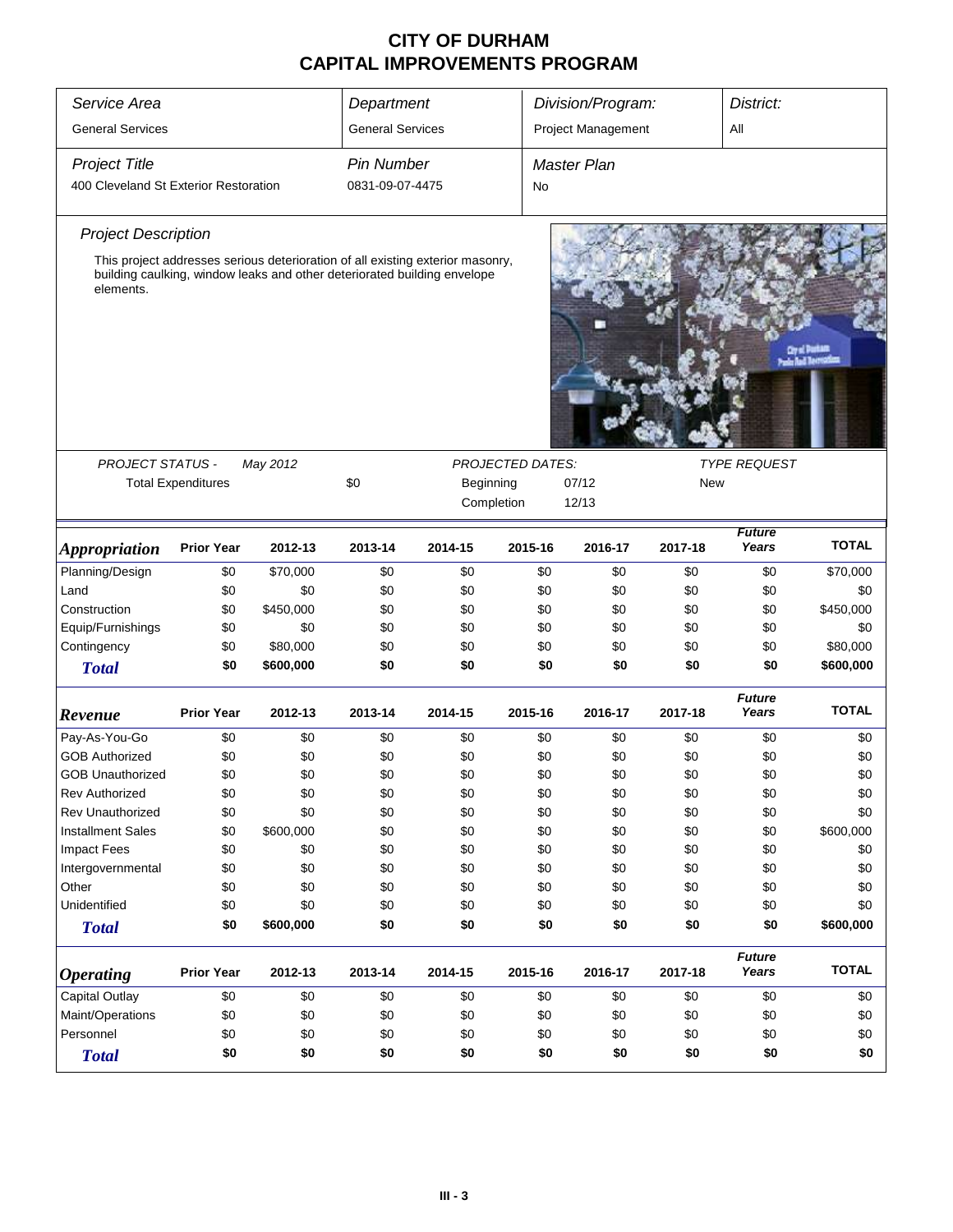# CITY OF DURHAM
# CAPITAL IMPROVEMENTS PROGRAM

| Service Area | Department | Division/Program: | District: |
|---|---|---|---|
| General Services | General Services | Project Management | All |

| Project Title | Pin Number | Master Plan |
|---|---|---|
| 400 Cleveland St Exterior Restoration | 0831-09-07-4475 | No |

*Project Description*

This project addresses serious deterioration of all existing exterior masonry, building caulking, window leaks and other deteriorated building envelope elements.

| PROJECT STATUS - | May 2012 | PROJECTED DATES: | | TYPE REQUEST |
|---|---|---|---|---|
| Total Expenditures | $0 | Beginning | 07/12 | New |
| | | Completion | 12/13 | |

| Appropriation | Prior Year | 2012-13 | 2013-14 | 2014-15 | 2015-16 | 2016-17 | 2017-18 | Future Years | TOTAL |
|---|---|---|---|---|---|---|---|---|---|
| Planning/Design | $0 | $70,000 | $0 | $0 | $0 | $0 | $0 | $0 | $70,000 |
| Land | $0 | $0 | $0 | $0 | $0 | $0 | $0 | $0 | $0 |
| Construction | $0 | $450,000 | $0 | $0 | $0 | $0 | $0 | $0 | $450,000 |
| Equip/Furnishings | $0 | $0 | $0 | $0 | $0 | $0 | $0 | $0 | $0 |
| Contingency | $0 | $80,000 | $0 | $0 | $0 | $0 | $0 | $0 | $80,000 |
| **Total** | **$0** | **$600,000** | **$0** | **$0** | **$0** | **$0** | **$0** | **$0** | **$600,000** |

| Revenue | Prior Year | 2012-13 | 2013-14 | 2014-15 | 2015-16 | 2016-17 | 2017-18 | Future Years | TOTAL |
|---|---|---|---|---|---|---|---|---|---|
| Pay-As-You-Go | $0 | $0 | $0 | $0 | $0 | $0 | $0 | $0 | $0 |
| GOB Authorized | $0 | $0 | $0 | $0 | $0 | $0 | $0 | $0 | $0 |
| GOB Unauthorized | $0 | $0 | $0 | $0 | $0 | $0 | $0 | $0 | $0 |
| Rev Authorized | $0 | $0 | $0 | $0 | $0 | $0 | $0 | $0 | $0 |
| Rev Unauthorized | $0 | $0 | $0 | $0 | $0 | $0 | $0 | $0 | $0 |
| Installment Sales | $0 | $600,000 | $0 | $0 | $0 | $0 | $0 | $0 | $600,000 |
| Impact Fees | $0 | $0 | $0 | $0 | $0 | $0 | $0 | $0 | $0 |
| Intergovernmental | $0 | $0 | $0 | $0 | $0 | $0 | $0 | $0 | $0 |
| Other | $0 | $0 | $0 | $0 | $0 | $0 | $0 | $0 | $0 |
| Unidentified | $0 | $0 | $0 | $0 | $0 | $0 | $0 | $0 | $0 |
| **Total** | **$0** | **$600,000** | **$0** | **$0** | **$0** | **$0** | **$0** | **$0** | **$600,000** |

| Operating | Prior Year | 2012-13 | 2013-14 | 2014-15 | 2015-16 | 2016-17 | 2017-18 | Future Years | TOTAL |
|---|---|---|---|---|---|---|---|---|---|
| Capital Outlay | $0 | $0 | $0 | $0 | $0 | $0 | $0 | $0 | $0 |
| Maint/Operations | $0 | $0 | $0 | $0 | $0 | $0 | $0 | $0 | $0 |
| Personnel | $0 | $0 | $0 | $0 | $0 | $0 | $0 | $0 | $0 |
| **Total** | **$0** | **$0** | **$0** | **$0** | **$0** | **$0** | **$0** | **$0** | **$0** |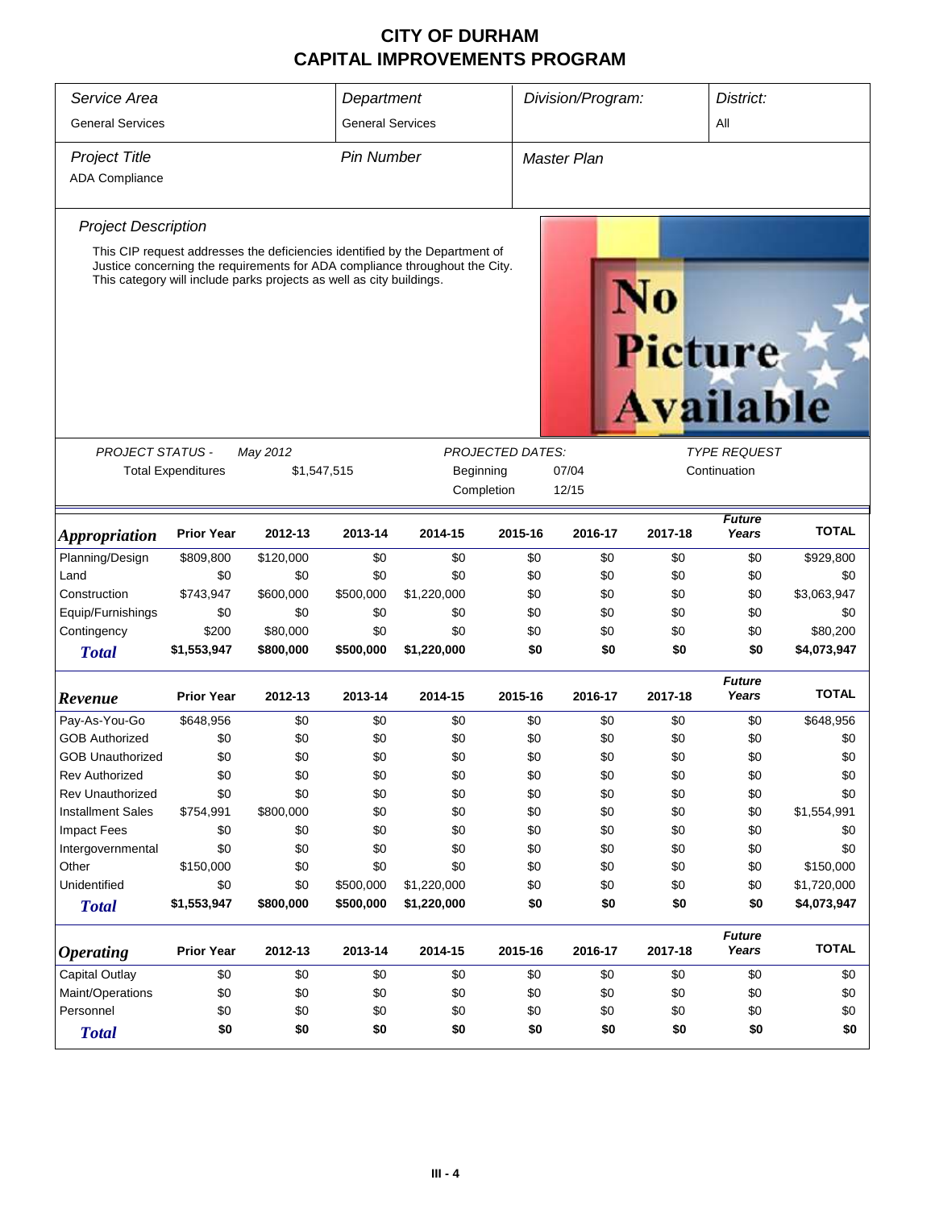# CITY OF DURHAM
# CAPITAL IMPROVEMENTS PROGRAM

| Service Area | Department | Division/Program: | District: |
|---|---|---|---|
| General Services | General Services | | All |

| Project Title | Pin Number | Master Plan |
|---|---|---|
| ADA Compliance | | |

### Project Description

This CIP request addresses the deficiencies identified by the Department of Justice concerning the requirements for ADA compliance throughout the City. This category will include parks projects as well as city buildings.

No Picture Available

| PROJECT STATUS - | May 2012 | PROJECTED DATES: | | TYPE REQUEST |
|---|---|---|---|---|
| Total Expenditures | $1,547,515 | Beginning | 07/04 | Continuation |
| | | Completion | 12/15 | |

| *Appropriation* | Prior Year | 2012-13 | 2013-14 | 2014-15 | 2015-16 | 2016-17 | 2017-18 | *Future Years* | TOTAL |
|---|---|---|---|---|---|---|---|---|---|
| Planning/Design | $809,800 | $120,000 | $0 | $0 | $0 | $0 | $0 | $0 | $929,800 |
| Land | $0 | $0 | $0 | $0 | $0 | $0 | $0 | $0 | $0 |
| Construction | $743,947 | $600,000 | $500,000 | $1,220,000 | $0 | $0 | $0 | $0 | $3,063,947 |
| Equip/Furnishings | $0 | $0 | $0 | $0 | $0 | $0 | $0 | $0 | $0 |
| Contingency | $200 | $80,000 | $0 | $0 | $0 | $0 | $0 | $0 | $80,200 |
| **Total** | **$1,553,947** | **$800,000** | **$500,000** | **$1,220,000** | **$0** | **$0** | **$0** | **$0** | **$4,073,947** |

| *Revenue* | Prior Year | 2012-13 | 2013-14 | 2014-15 | 2015-16 | 2016-17 | 2017-18 | *Future Years* | TOTAL |
|---|---|---|---|---|---|---|---|---|---|
| Pay-As-You-Go | $648,956 | $0 | $0 | $0 | $0 | $0 | $0 | $0 | $648,956 |
| GOB Authorized | $0 | $0 | $0 | $0 | $0 | $0 | $0 | $0 | $0 |
| GOB Unauthorized | $0 | $0 | $0 | $0 | $0 | $0 | $0 | $0 | $0 |
| Rev Authorized | $0 | $0 | $0 | $0 | $0 | $0 | $0 | $0 | $0 |
| Rev Unauthorized | $0 | $0 | $0 | $0 | $0 | $0 | $0 | $0 | $0 |
| Installment Sales | $754,991 | $800,000 | $0 | $0 | $0 | $0 | $0 | $0 | $1,554,991 |
| Impact Fees | $0 | $0 | $0 | $0 | $0 | $0 | $0 | $0 | $0 |
| Intergovernmental | $0 | $0 | $0 | $0 | $0 | $0 | $0 | $0 | $0 |
| Other | $150,000 | $0 | $0 | $0 | $0 | $0 | $0 | $0 | $150,000 |
| Unidentified | $0 | $0 | $500,000 | $1,220,000 | $0 | $0 | $0 | $0 | $1,720,000 |
| **Total** | **$1,553,947** | **$800,000** | **$500,000** | **$1,220,000** | **$0** | **$0** | **$0** | **$0** | **$4,073,947** |

| *Operating* | Prior Year | 2012-13 | 2013-14 | 2014-15 | 2015-16 | 2016-17 | 2017-18 | *Future Years* | TOTAL |
|---|---|---|---|---|---|---|---|---|---|
| Capital Outlay | $0 | $0 | $0 | $0 | $0 | $0 | $0 | $0 | $0 |
| Maint/Operations | $0 | $0 | $0 | $0 | $0 | $0 | $0 | $0 | $0 |
| Personnel | $0 | $0 | $0 | $0 | $0 | $0 | $0 | $0 | $0 |
| **Total** | **$0** | **$0** | **$0** | **$0** | **$0** | **$0** | **$0** | **$0** | **$0** |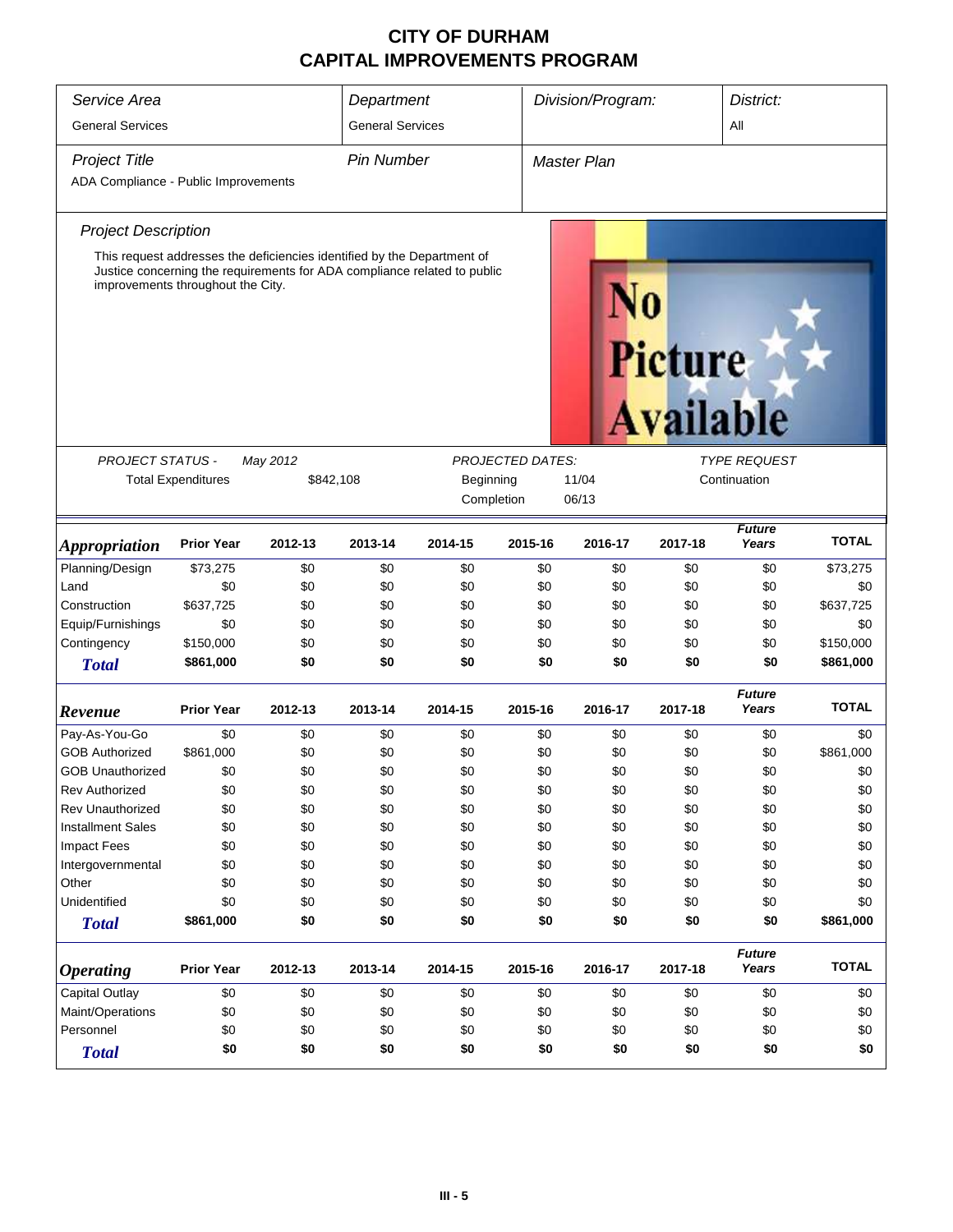# CITY OF DURHAM
# CAPITAL IMPROVEMENTS PROGRAM

| *Service Area* | *Department* | *Division/Program:* | *District:* |
|---|---|---|---|
| General Services | General Services | | All |

| *Project Title* | *Pin Number* | *Master Plan* |
|---|---|---|
| ADA Compliance - Public Improvements | | |

*Project Description*

This request addresses the deficiencies identified by the Department of Justice concerning the requirements for ADA compliance related to public improvements throughout the City.

No Picture Available

| *PROJECT STATUS -* | *May 2012* | *PROJECTED DATES:* | | *TYPE REQUEST* |
|---|---|---|---|---|
| Total Expenditures | $842,108 | Beginning | 11/04 | Continuation |
| | | Completion | 06/13 | |

| *Appropriation* | Prior Year | 2012-13 | 2013-14 | 2014-15 | 2015-16 | 2016-17 | 2017-18 | *Future Years* | TOTAL |
|---|---|---|---|---|---|---|---|---|---|
| Planning/Design | $73,275 | $0 | $0 | $0 | $0 | $0 | $0 | $0 | $73,275 |
| Land | $0 | $0 | $0 | $0 | $0 | $0 | $0 | $0 | $0 |
| Construction | $637,725 | $0 | $0 | $0 | $0 | $0 | $0 | $0 | $637,725 |
| Equip/Furnishings | $0 | $0 | $0 | $0 | $0 | $0 | $0 | $0 | $0 |
| Contingency | $150,000 | $0 | $0 | $0 | $0 | $0 | $0 | $0 | $150,000 |
| **Total** | **$861,000** | **$0** | **$0** | **$0** | **$0** | **$0** | **$0** | **$0** | **$861,000** |

| *Revenue* | Prior Year | 2012-13 | 2013-14 | 2014-15 | 2015-16 | 2016-17 | 2017-18 | *Future Years* | TOTAL |
|---|---|---|---|---|---|---|---|---|---|
| Pay-As-You-Go | $0 | $0 | $0 | $0 | $0 | $0 | $0 | $0 | $0 |
| GOB Authorized | $861,000 | $0 | $0 | $0 | $0 | $0 | $0 | $0 | $861,000 |
| GOB Unauthorized | $0 | $0 | $0 | $0 | $0 | $0 | $0 | $0 | $0 |
| Rev Authorized | $0 | $0 | $0 | $0 | $0 | $0 | $0 | $0 | $0 |
| Rev Unauthorized | $0 | $0 | $0 | $0 | $0 | $0 | $0 | $0 | $0 |
| Installment Sales | $0 | $0 | $0 | $0 | $0 | $0 | $0 | $0 | $0 |
| Impact Fees | $0 | $0 | $0 | $0 | $0 | $0 | $0 | $0 | $0 |
| Intergovernmental | $0 | $0 | $0 | $0 | $0 | $0 | $0 | $0 | $0 |
| Other | $0 | $0 | $0 | $0 | $0 | $0 | $0 | $0 | $0 |
| Unidentified | $0 | $0 | $0 | $0 | $0 | $0 | $0 | $0 | $0 |
| **Total** | **$861,000** | **$0** | **$0** | **$0** | **$0** | **$0** | **$0** | **$0** | **$861,000** |

| *Operating* | Prior Year | 2012-13 | 2013-14 | 2014-15 | 2015-16 | 2016-17 | 2017-18 | *Future Years* | TOTAL |
|---|---|---|---|---|---|---|---|---|---|
| Capital Outlay | $0 | $0 | $0 | $0 | $0 | $0 | $0 | $0 | $0 |
| Maint/Operations | $0 | $0 | $0 | $0 | $0 | $0 | $0 | $0 | $0 |
| Personnel | $0 | $0 | $0 | $0 | $0 | $0 | $0 | $0 | $0 |
| **Total** | **$0** | **$0** | **$0** | **$0** | **$0** | **$0** | **$0** | **$0** | **$0** |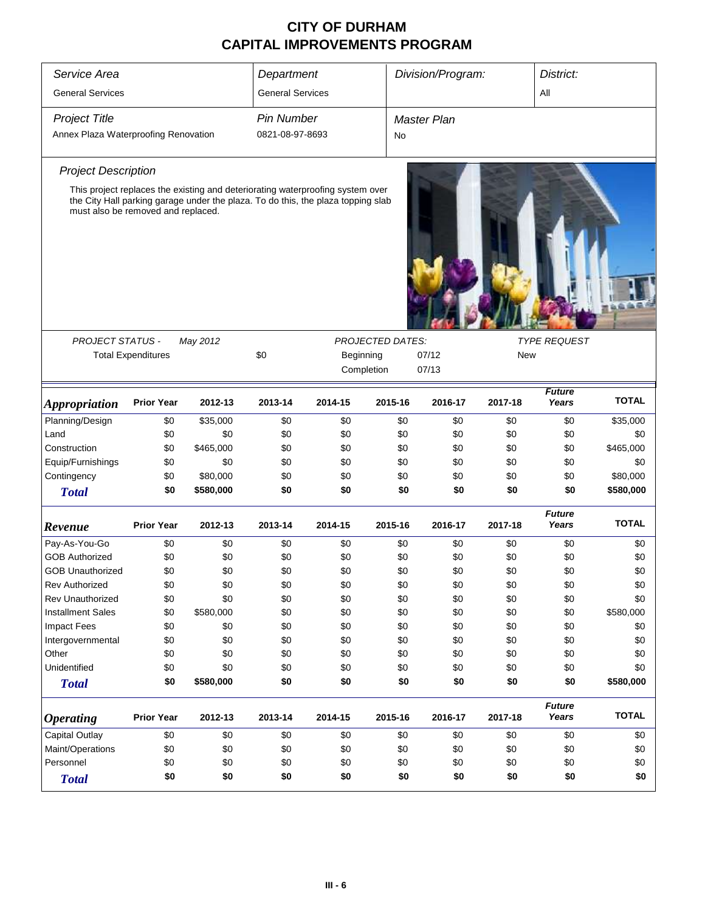# CITY OF DURHAM
# CAPITAL IMPROVEMENTS PROGRAM

| *Service Area* | *Department* | *Division/Program:* | *District:* |
|---|---|---|---|
| General Services | General Services | | All |
| ***Project Title*** | ***Pin Number*** | ***Master Plan*** | |
| Annex Plaza Waterproofing Renovation | 0821-08-97-8693 | No | |

*Project Description*

This project replaces the existing and deteriorating waterproofing system over the City Hall parking garage under the plaza. To do this, the plaza topping slab must also be removed and replaced.

| *PROJECT STATUS -* | *May 2012* | *PROJECTED DATES:* | | *TYPE REQUEST* |
|---|---|---|---|---|
| Total Expenditures | $0 | Beginning | 07/12 | New |
| | | Completion | 07/13 | |

| ***Appropriation*** | Prior Year | 2012-13 | 2013-14 | 2014-15 | 2015-16 | 2016-17 | 2017-18 | *Future Years* | TOTAL |
|---|---|---|---|---|---|---|---|---|---|
| Planning/Design | $0 | $35,000 | $0 | $0 | $0 | $0 | $0 | $0 | $35,000 |
| Land | $0 | $0 | $0 | $0 | $0 | $0 | $0 | $0 | $0 |
| Construction | $0 | $465,000 | $0 | $0 | $0 | $0 | $0 | $0 | $465,000 |
| Equip/Furnishings | $0 | $0 | $0 | $0 | $0 | $0 | $0 | $0 | $0 |
| Contingency | $0 | $80,000 | $0 | $0 | $0 | $0 | $0 | $0 | $80,000 |
| ***Total*** | **$0** | **$580,000** | **$0** | **$0** | **$0** | **$0** | **$0** | **$0** | **$580,000** |

| ***Revenue*** | Prior Year | 2012-13 | 2013-14 | 2014-15 | 2015-16 | 2016-17 | 2017-18 | *Future Years* | TOTAL |
|---|---|---|---|---|---|---|---|---|---|
| Pay-As-You-Go | $0 | $0 | $0 | $0 | $0 | $0 | $0 | $0 | $0 |
| GOB Authorized | $0 | $0 | $0 | $0 | $0 | $0 | $0 | $0 | $0 |
| GOB Unauthorized | $0 | $0 | $0 | $0 | $0 | $0 | $0 | $0 | $0 |
| Rev Authorized | $0 | $0 | $0 | $0 | $0 | $0 | $0 | $0 | $0 |
| Rev Unauthorized | $0 | $0 | $0 | $0 | $0 | $0 | $0 | $0 | $0 |
| Installment Sales | $0 | $580,000 | $0 | $0 | $0 | $0 | $0 | $0 | $580,000 |
| Impact Fees | $0 | $0 | $0 | $0 | $0 | $0 | $0 | $0 | $0 |
| Intergovernmental | $0 | $0 | $0 | $0 | $0 | $0 | $0 | $0 | $0 |
| Other | $0 | $0 | $0 | $0 | $0 | $0 | $0 | $0 | $0 |
| Unidentified | $0 | $0 | $0 | $0 | $0 | $0 | $0 | $0 | $0 |
| ***Total*** | **$0** | **$580,000** | **$0** | **$0** | **$0** | **$0** | **$0** | **$0** | **$580,000** |

| ***Operating*** | Prior Year | 2012-13 | 2013-14 | 2014-15 | 2015-16 | 2016-17 | 2017-18 | *Future Years* | TOTAL |
|---|---|---|---|---|---|---|---|---|---|
| Capital Outlay | $0 | $0 | $0 | $0 | $0 | $0 | $0 | $0 | $0 |
| Maint/Operations | $0 | $0 | $0 | $0 | $0 | $0 | $0 | $0 | $0 |
| Personnel | $0 | $0 | $0 | $0 | $0 | $0 | $0 | $0 | $0 |
| ***Total*** | **$0** | **$0** | **$0** | **$0** | **$0** | **$0** | **$0** | **$0** | **$0** |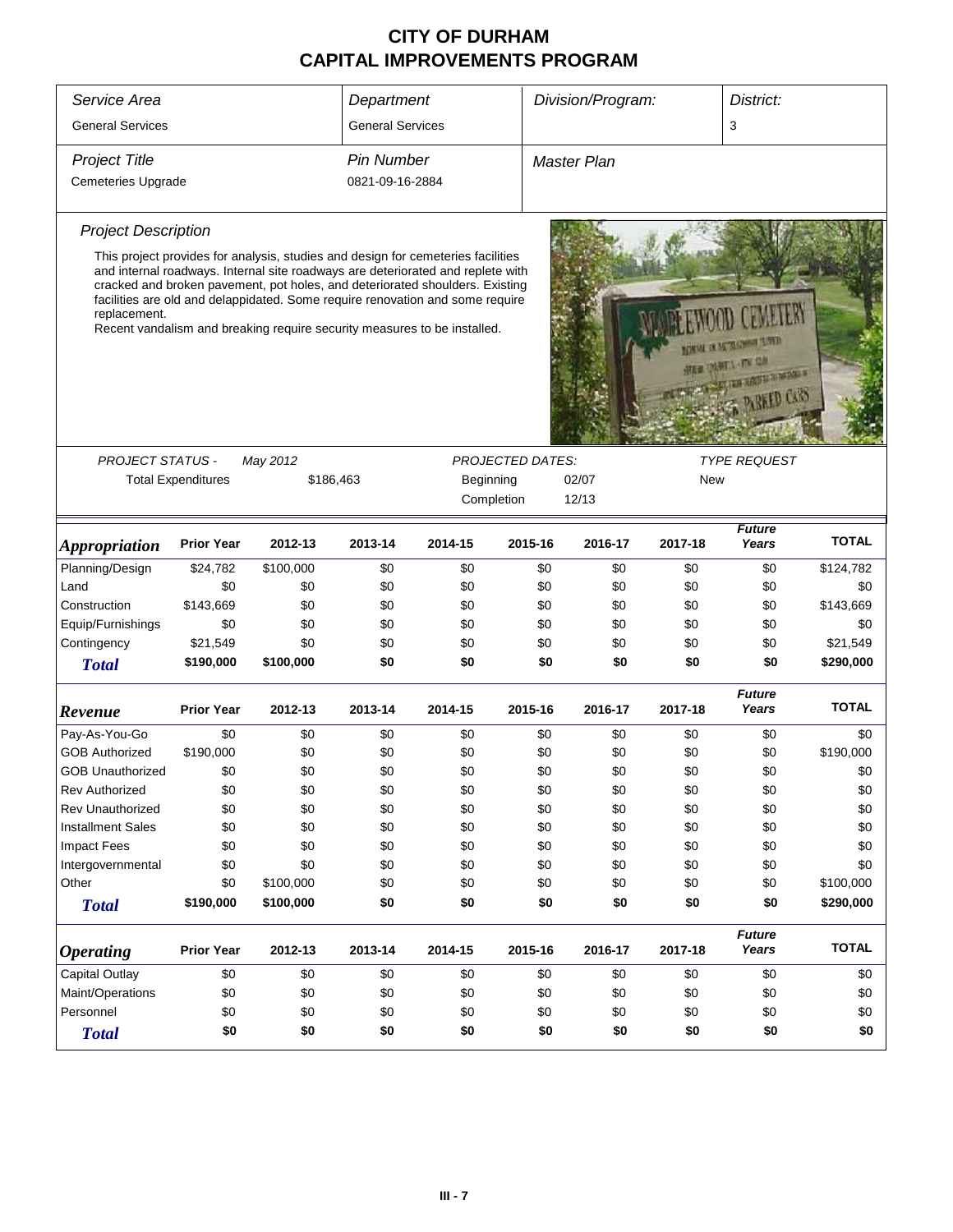# CITY OF DURHAM
## CAPITAL IMPROVEMENTS PROGRAM

| | | | |
|---|---|---|---|
| *Service Area* | *Department* | *Division/Program:* | *District:* |
| General Services | General Services | | 3 |
| *Project Title* | *Pin Number* | *Master Plan* | |
| Cemeteries Upgrade | 0821-09-16-2884 | | |

*Project Description*

This project provides for analysis, studies and design for cemeteries facilities and internal roadways. Internal site roadways are deteriorated and replete with cracked and broken pavement, pot holes, and deteriorated shoulders. Existing facilities are old and delappidated. Some require renovation and some require replacement.
Recent vandalism and breaking require security measures to be installed.

| | | | | |
|---|---|---|---|---|
| *PROJECT STATUS -* | *May 2012* | *PROJECTED DATES:* | | *TYPE REQUEST* |
| Total Expenditures | $186,463 | Beginning | 02/07 | New |
| | | Completion | 12/13 | |

| *Appropriation* | Prior Year | 2012-13 | 2013-14 | 2014-15 | 2015-16 | 2016-17 | 2017-18 | *Future Years* | TOTAL |
|---|---|---|---|---|---|---|---|---|---|
| Planning/Design | $24,782 | $100,000 | $0 | $0 | $0 | $0 | $0 | $0 | $124,782 |
| Land | $0 | $0 | $0 | $0 | $0 | $0 | $0 | $0 | $0 |
| Construction | $143,669 | $0 | $0 | $0 | $0 | $0 | $0 | $0 | $143,669 |
| Equip/Furnishings | $0 | $0 | $0 | $0 | $0 | $0 | $0 | $0 | $0 |
| Contingency | $21,549 | $0 | $0 | $0 | $0 | $0 | $0 | $0 | $21,549 |
| ***Total*** | **$190,000** | **$100,000** | **$0** | **$0** | **$0** | **$0** | **$0** | **$0** | **$290,000** |

| *Revenue* | Prior Year | 2012-13 | 2013-14 | 2014-15 | 2015-16 | 2016-17 | 2017-18 | *Future Years* | TOTAL |
|---|---|---|---|---|---|---|---|---|---|
| Pay-As-You-Go | $0 | $0 | $0 | $0 | $0 | $0 | $0 | $0 | $0 |
| GOB Authorized | $190,000 | $0 | $0 | $0 | $0 | $0 | $0 | $0 | $190,000 |
| GOB Unauthorized | $0 | $0 | $0 | $0 | $0 | $0 | $0 | $0 | $0 |
| Rev Authorized | $0 | $0 | $0 | $0 | $0 | $0 | $0 | $0 | $0 |
| Rev Unauthorized | $0 | $0 | $0 | $0 | $0 | $0 | $0 | $0 | $0 |
| Installment Sales | $0 | $0 | $0 | $0 | $0 | $0 | $0 | $0 | $0 |
| Impact Fees | $0 | $0 | $0 | $0 | $0 | $0 | $0 | $0 | $0 |
| Intergovernmental | $0 | $0 | $0 | $0 | $0 | $0 | $0 | $0 | $0 |
| Other | $0 | $100,000 | $0 | $0 | $0 | $0 | $0 | $0 | $100,000 |
| ***Total*** | **$190,000** | **$100,000** | **$0** | **$0** | **$0** | **$0** | **$0** | **$0** | **$290,000** |

| *Operating* | Prior Year | 2012-13 | 2013-14 | 2014-15 | 2015-16 | 2016-17 | 2017-18 | *Future Years* | TOTAL |
|---|---|---|---|---|---|---|---|---|---|
| Capital Outlay | $0 | $0 | $0 | $0 | $0 | $0 | $0 | $0 | $0 |
| Maint/Operations | $0 | $0 | $0 | $0 | $0 | $0 | $0 | $0 | $0 |
| Personnel | $0 | $0 | $0 | $0 | $0 | $0 | $0 | $0 | $0 |
| ***Total*** | **$0** | **$0** | **$0** | **$0** | **$0** | **$0** | **$0** | **$0** | **$0** |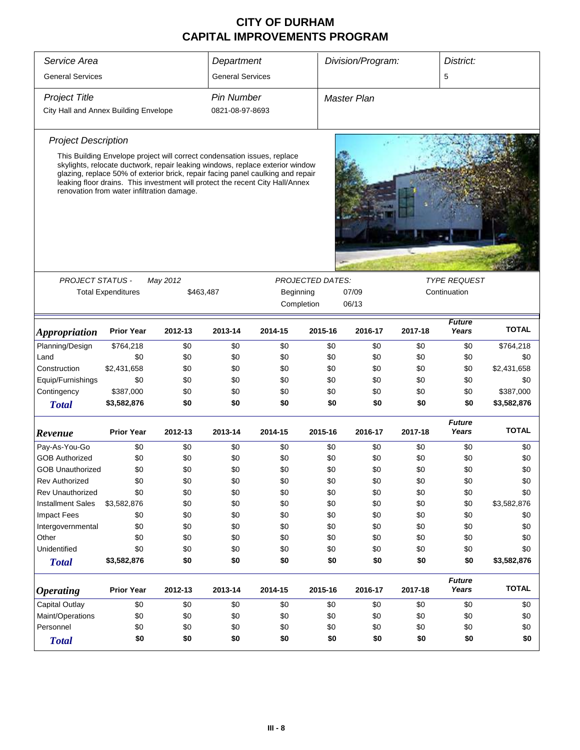# CITY OF DURHAM
# CAPITAL IMPROVEMENTS PROGRAM

| Service Area | Department | Division/Program: | District: |
|---|---|---|---|
| General Services | General Services | | 5 |

| Project Title | Pin Number | Master Plan |
|---|---|---|
| City Hall and Annex Building Envelope | 0821-08-97-8693 | |

### Project Description

This Building Envelope project will correct condensation issues, replace skylights, relocate ductwork, repair leaking windows, replace exterior window glazing, replace 50% of exterior brick, repair facing panel caulking and repair leaking floor drains. This investment will protect the recent City Hall/Annex renovation from water infiltration damage.

PROJECT STATUS - May 2012

Total Expenditures $463,487

PROJECTED DATES:

Beginning 07/09

Completion 06/13

TYPE REQUEST

Continuation

| Appropriation | Prior Year | 2012-13 | 2013-14 | 2014-15 | 2015-16 | 2016-17 | 2017-18 | Future Years | TOTAL |
|---|---|---|---|---|---|---|---|---|---|
| Planning/Design | $764,218 | $0 | $0 | $0 | $0 | $0 | $0 | $0 | $764,218 |
| Land | $0 | $0 | $0 | $0 | $0 | $0 | $0 | $0 | $0 |
| Construction | $2,431,658 | $0 | $0 | $0 | $0 | $0 | $0 | $0 | $2,431,658 |
| Equip/Furnishings | $0 | $0 | $0 | $0 | $0 | $0 | $0 | $0 | $0 |
| Contingency | $387,000 | $0 | $0 | $0 | $0 | $0 | $0 | $0 | $387,000 |
| **Total** | **$3,582,876** | **$0** | **$0** | **$0** | **$0** | **$0** | **$0** | **$0** | **$3,582,876** |

| Revenue | Prior Year | 2012-13 | 2013-14 | 2014-15 | 2015-16 | 2016-17 | 2017-18 | Future Years | TOTAL |
|---|---|---|---|---|---|---|---|---|---|
| Pay-As-You-Go | $0 | $0 | $0 | $0 | $0 | $0 | $0 | $0 | $0 |
| GOB Authorized | $0 | $0 | $0 | $0 | $0 | $0 | $0 | $0 | $0 |
| GOB Unauthorized | $0 | $0 | $0 | $0 | $0 | $0 | $0 | $0 | $0 |
| Rev Authorized | $0 | $0 | $0 | $0 | $0 | $0 | $0 | $0 | $0 |
| Rev Unauthorized | $0 | $0 | $0 | $0 | $0 | $0 | $0 | $0 | $0 |
| Installment Sales | $3,582,876 | $0 | $0 | $0 | $0 | $0 | $0 | $0 | $3,582,876 |
| Impact Fees | $0 | $0 | $0 | $0 | $0 | $0 | $0 | $0 | $0 |
| Intergovernmental | $0 | $0 | $0 | $0 | $0 | $0 | $0 | $0 | $0 |
| Other | $0 | $0 | $0 | $0 | $0 | $0 | $0 | $0 | $0 |
| Unidentified | $0 | $0 | $0 | $0 | $0 | $0 | $0 | $0 | $0 |
| **Total** | **$3,582,876** | **$0** | **$0** | **$0** | **$0** | **$0** | **$0** | **$0** | **$3,582,876** |

| Operating | Prior Year | 2012-13 | 2013-14 | 2014-15 | 2015-16 | 2016-17 | 2017-18 | Future Years | TOTAL |
|---|---|---|---|---|---|---|---|---|---|
| Capital Outlay | $0 | $0 | $0 | $0 | $0 | $0 | $0 | $0 | $0 |
| Maint/Operations | $0 | $0 | $0 | $0 | $0 | $0 | $0 | $0 | $0 |
| Personnel | $0 | $0 | $0 | $0 | $0 | $0 | $0 | $0 | $0 |
| **Total** | **$0** | **$0** | **$0** | **$0** | **$0** | **$0** | **$0** | **$0** | **$0** |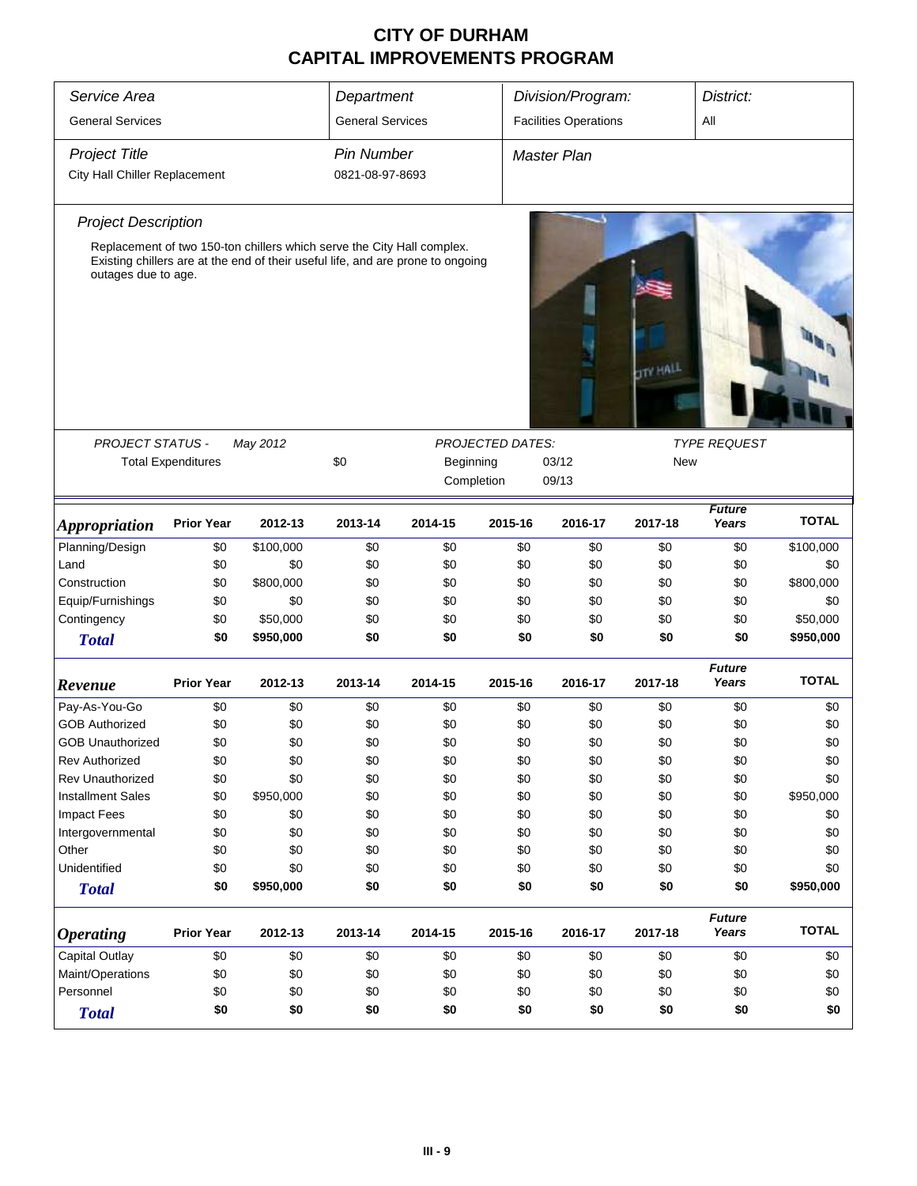# CITY OF DURHAM
## CAPITAL IMPROVEMENTS PROGRAM

| *Service Area* | *Department* | *Division/Program:* | *District:* |
|---|---|---|---|
| General Services | General Services | Facilities Operations | All |

| *Project Title* | *Pin Number* | *Master Plan* |
|---|---|---|
| City Hall Chiller Replacement | 0821-08-97-8693 | |

### *Project Description*

Replacement of two 150-ton chillers which serve the City Hall complex. Existing chillers are at the end of their useful life, and are prone to ongoing outages due to age.

| *PROJECT STATUS -* | *May 2012* | | *PROJECTED DATES:* | | *TYPE REQUEST* |
|---|---|---|---|---|---|
| Total Expenditures | | $0 | Beginning | 03/12 | New |
| | | | Completion | 09/13 | |

| ***Appropriation*** | **Prior Year** | **2012-13** | **2013-14** | **2014-15** | **2015-16** | **2016-17** | **2017-18** | ***Future Years*** | **TOTAL** |
|---|---|---|---|---|---|---|---|---|---|
| Planning/Design | $0 | $100,000 | $0 | $0 | $0 | $0 | $0 | $0 | $100,000 |
| Land | $0 | $0 | $0 | $0 | $0 | $0 | $0 | $0 | $0 |
| Construction | $0 | $800,000 | $0 | $0 | $0 | $0 | $0 | $0 | $800,000 |
| Equip/Furnishings | $0 | $0 | $0 | $0 | $0 | $0 | $0 | $0 | $0 |
| Contingency | $0 | $50,000 | $0 | $0 | $0 | $0 | $0 | $0 | $50,000 |
| ***Total*** | **$0** | **$950,000** | **$0** | **$0** | **$0** | **$0** | **$0** | **$0** | **$950,000** |

| ***Revenue*** | **Prior Year** | **2012-13** | **2013-14** | **2014-15** | **2015-16** | **2016-17** | **2017-18** | ***Future Years*** | **TOTAL** |
|---|---|---|---|---|---|---|---|---|---|
| Pay-As-You-Go | $0 | $0 | $0 | $0 | $0 | $0 | $0 | $0 | $0 |
| GOB Authorized | $0 | $0 | $0 | $0 | $0 | $0 | $0 | $0 | $0 |
| GOB Unauthorized | $0 | $0 | $0 | $0 | $0 | $0 | $0 | $0 | $0 |
| Rev Authorized | $0 | $0 | $0 | $0 | $0 | $0 | $0 | $0 | $0 |
| Rev Unauthorized | $0 | $0 | $0 | $0 | $0 | $0 | $0 | $0 | $0 |
| Installment Sales | $0 | $950,000 | $0 | $0 | $0 | $0 | $0 | $0 | $950,000 |
| Impact Fees | $0 | $0 | $0 | $0 | $0 | $0 | $0 | $0 | $0 |
| Intergovernmental | $0 | $0 | $0 | $0 | $0 | $0 | $0 | $0 | $0 |
| Other | $0 | $0 | $0 | $0 | $0 | $0 | $0 | $0 | $0 |
| Unidentified | $0 | $0 | $0 | $0 | $0 | $0 | $0 | $0 | $0 |
| ***Total*** | **$0** | **$950,000** | **$0** | **$0** | **$0** | **$0** | **$0** | **$0** | **$950,000** |

| ***Operating*** | **Prior Year** | **2012-13** | **2013-14** | **2014-15** | **2015-16** | **2016-17** | **2017-18** | ***Future Years*** | **TOTAL** |
|---|---|---|---|---|---|---|---|---|---|
| Capital Outlay | $0 | $0 | $0 | $0 | $0 | $0 | $0 | $0 | $0 |
| Maint/Operations | $0 | $0 | $0 | $0 | $0 | $0 | $0 | $0 | $0 |
| Personnel | $0 | $0 | $0 | $0 | $0 | $0 | $0 | $0 | $0 |
| ***Total*** | **$0** | **$0** | **$0** | **$0** | **$0** | **$0** | **$0** | **$0** | **$0** |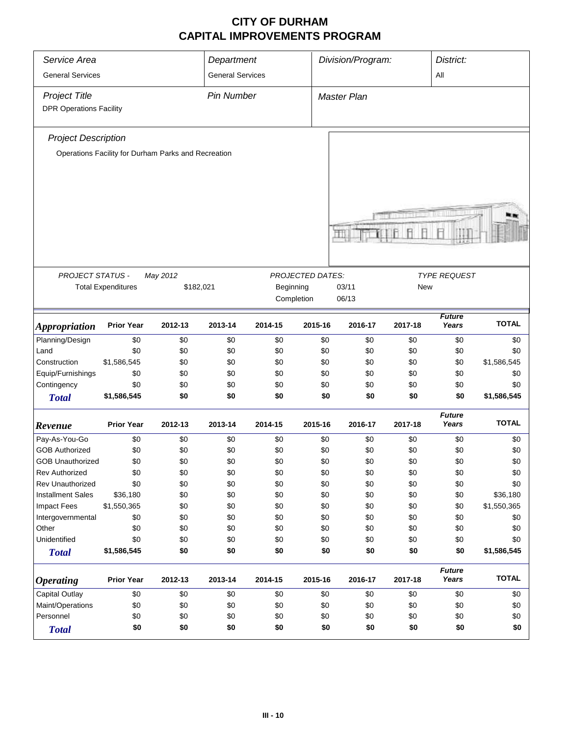# CITY OF DURHAM
# CAPITAL IMPROVEMENTS PROGRAM

| | | | |
|---|---|---|---|
| *Service Area*<br>General Services | *Department*<br>General Services | *Division/Program:* | *District:*<br>All |
| *Project Title*<br>DPR Operations Facility | *Pin Number* | *Master Plan* | |

*Project Description*

Operations Facility for Durham Parks and Recreation

*PROJECT STATUS -* *May 2012*

Total Expenditures $182,021

*PROJECTED DATES:*

Beginning 03/11

Completion 06/13

*TYPE REQUEST*

New

| ***Appropriation*** | Prior Year | 2012-13 | 2013-14 | 2014-15 | 2015-16 | 2016-17 | 2017-18 | *Future Years* | TOTAL |
|---|---|---|---|---|---|---|---|---|---|
| Planning/Design | $0 | $0 | $0 | $0 | $0 | $0 | $0 | $0 | $0 |
| Land | $0 | $0 | $0 | $0 | $0 | $0 | $0 | $0 | $0 |
| Construction | $1,586,545 | $0 | $0 | $0 | $0 | $0 | $0 | $0 | $1,586,545 |
| Equip/Furnishings | $0 | $0 | $0 | $0 | $0 | $0 | $0 | $0 | $0 |
| Contingency | $0 | $0 | $0 | $0 | $0 | $0 | $0 | $0 | $0 |
| ***Total*** | **$1,586,545** | **$0** | **$0** | **$0** | **$0** | **$0** | **$0** | **$0** | **$1,586,545** |

| ***Revenue*** | Prior Year | 2012-13 | 2013-14 | 2014-15 | 2015-16 | 2016-17 | 2017-18 | *Future Years* | TOTAL |
|---|---|---|---|---|---|---|---|---|---|
| Pay-As-You-Go | $0 | $0 | $0 | $0 | $0 | $0 | $0 | $0 | $0 |
| GOB Authorized | $0 | $0 | $0 | $0 | $0 | $0 | $0 | $0 | $0 |
| GOB Unauthorized | $0 | $0 | $0 | $0 | $0 | $0 | $0 | $0 | $0 |
| Rev Authorized | $0 | $0 | $0 | $0 | $0 | $0 | $0 | $0 | $0 |
| Rev Unauthorized | $0 | $0 | $0 | $0 | $0 | $0 | $0 | $0 | $0 |
| Installment Sales | $36,180 | $0 | $0 | $0 | $0 | $0 | $0 | $0 | $36,180 |
| Impact Fees | $1,550,365 | $0 | $0 | $0 | $0 | $0 | $0 | $0 | $1,550,365 |
| Intergovernmental | $0 | $0 | $0 | $0 | $0 | $0 | $0 | $0 | $0 |
| Other | $0 | $0 | $0 | $0 | $0 | $0 | $0 | $0 | $0 |
| Unidentified | $0 | $0 | $0 | $0 | $0 | $0 | $0 | $0 | $0 |
| ***Total*** | **$1,586,545** | **$0** | **$0** | **$0** | **$0** | **$0** | **$0** | **$0** | **$1,586,545** |

| ***Operating*** | Prior Year | 2012-13 | 2013-14 | 2014-15 | 2015-16 | 2016-17 | 2017-18 | *Future Years* | TOTAL |
|---|---|---|---|---|---|---|---|---|---|
| Capital Outlay | $0 | $0 | $0 | $0 | $0 | $0 | $0 | $0 | $0 |
| Maint/Operations | $0 | $0 | $0 | $0 | $0 | $0 | $0 | $0 | $0 |
| Personnel | $0 | $0 | $0 | $0 | $0 | $0 | $0 | $0 | $0 |
| ***Total*** | **$0** | **$0** | **$0** | **$0** | **$0** | **$0** | **$0** | **$0** | **$0** |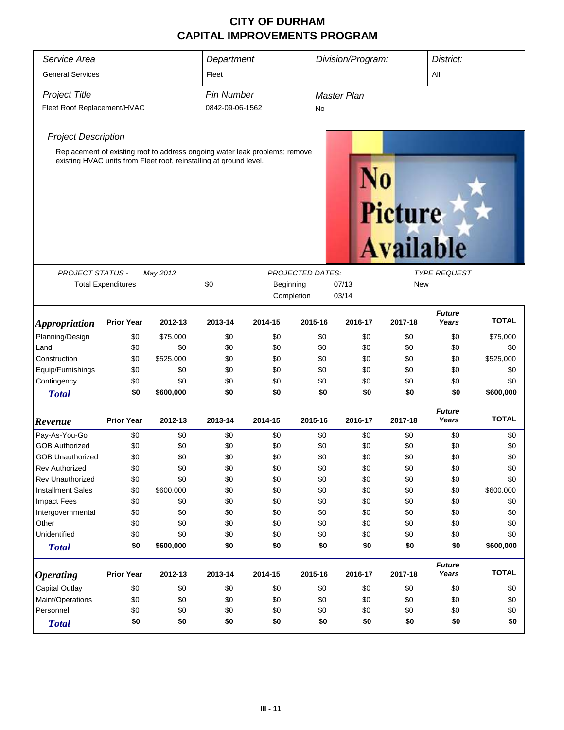# CITY OF DURHAM
# CAPITAL IMPROVEMENTS PROGRAM

| *Service Area* | *Department* | *Division/Program:* | *District:* |
|---|---|---|---|
| General Services | Fleet | | All |
| ***Project Title*** | ***Pin Number*** | ***Master Plan*** | |
| Fleet Roof Replacement/HVAC | 0842-09-06-1562 | No | |

*Project Description*

Replacement of existing roof to address ongoing water leak problems; remove existing HVAC units from Fleet roof, reinstalling at ground level.

| *PROJECT STATUS -* | *May 2012* | *PROJECTED DATES:* | | *TYPE REQUEST* |
|---|---|---|---|---|
| Total Expenditures | $0 | Beginning | 07/13 | New |
| | | Completion | 03/14 | |

| *Appropriation* | Prior Year | 2012-13 | 2013-14 | 2014-15 | 2015-16 | 2016-17 | 2017-18 | *Future Years* | TOTAL |
|---|---|---|---|---|---|---|---|---|---|
| Planning/Design | $0 | $75,000 | $0 | $0 | $0 | $0 | $0 | $0 | $75,000 |
| Land | $0 | $0 | $0 | $0 | $0 | $0 | $0 | $0 | $0 |
| Construction | $0 | $525,000 | $0 | $0 | $0 | $0 | $0 | $0 | $525,000 |
| Equip/Furnishings | $0 | $0 | $0 | $0 | $0 | $0 | $0 | $0 | $0 |
| Contingency | $0 | $0 | $0 | $0 | $0 | $0 | $0 | $0 | $0 |
| ***Total*** | **$0** | **$600,000** | **$0** | **$0** | **$0** | **$0** | **$0** | **$0** | **$600,000** |

| *Revenue* | Prior Year | 2012-13 | 2013-14 | 2014-15 | 2015-16 | 2016-17 | 2017-18 | *Future Years* | TOTAL |
|---|---|---|---|---|---|---|---|---|---|
| Pay-As-You-Go | $0 | $0 | $0 | $0 | $0 | $0 | $0 | $0 | $0 |
| GOB Authorized | $0 | $0 | $0 | $0 | $0 | $0 | $0 | $0 | $0 |
| GOB Unauthorized | $0 | $0 | $0 | $0 | $0 | $0 | $0 | $0 | $0 |
| Rev Authorized | $0 | $0 | $0 | $0 | $0 | $0 | $0 | $0 | $0 |
| Rev Unauthorized | $0 | $0 | $0 | $0 | $0 | $0 | $0 | $0 | $0 |
| Installment Sales | $0 | $600,000 | $0 | $0 | $0 | $0 | $0 | $0 | $600,000 |
| Impact Fees | $0 | $0 | $0 | $0 | $0 | $0 | $0 | $0 | $0 |
| Intergovernmental | $0 | $0 | $0 | $0 | $0 | $0 | $0 | $0 | $0 |
| Other | $0 | $0 | $0 | $0 | $0 | $0 | $0 | $0 | $0 |
| Unidentified | $0 | $0 | $0 | $0 | $0 | $0 | $0 | $0 | $0 |
| ***Total*** | **$0** | **$600,000** | **$0** | **$0** | **$0** | **$0** | **$0** | **$0** | **$600,000** |

| *Operating* | Prior Year | 2012-13 | 2013-14 | 2014-15 | 2015-16 | 2016-17 | 2017-18 | *Future Years* | TOTAL |
|---|---|---|---|---|---|---|---|---|---|
| Capital Outlay | $0 | $0 | $0 | $0 | $0 | $0 | $0 | $0 | $0 |
| Maint/Operations | $0 | $0 | $0 | $0 | $0 | $0 | $0 | $0 | $0 |
| Personnel | $0 | $0 | $0 | $0 | $0 | $0 | $0 | $0 | $0 |
| ***Total*** | **$0** | **$0** | **$0** | **$0** | **$0** | **$0** | **$0** | **$0** | **$0** |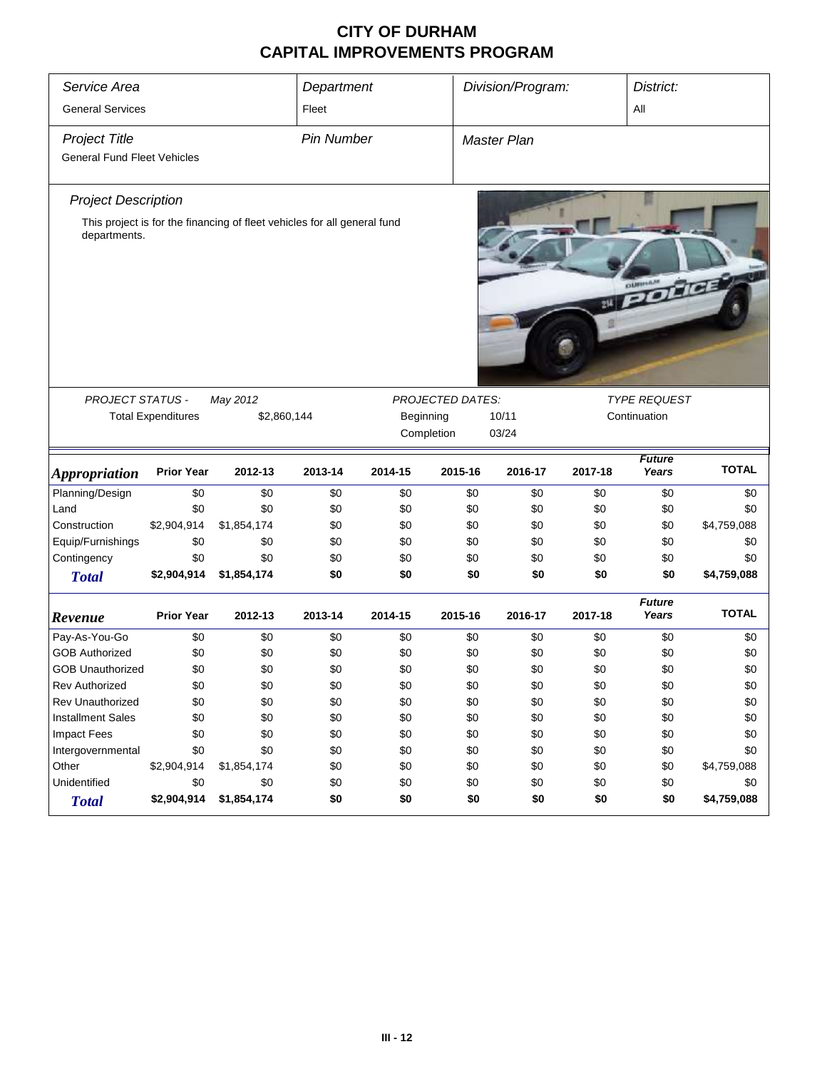# CITY OF DURHAM
# CAPITAL IMPROVEMENTS PROGRAM

| | | | |
|---|---|---|---|
| *Service Area*<br>General Services | *Department*<br>Fleet | *Division/Program:* | *District:*<br>All |
| *Project Title*<br>General Fund Fleet Vehicles | *Pin Number* | *Master Plan* | |

*Project Description*

This project is for the financing of fleet vehicles for all general fund departments.

| | | | |
|---|---|---|---|
| *PROJECT STATUS -* May 2012 | | *PROJECTED DATES:* | *TYPE REQUEST* |
| Total Expenditures | $2,860,144 | Beginning 10/11 | Continuation |
| | | Completion 03/24 | |

| *Appropriation* | Prior Year | 2012-13 | 2013-14 | 2014-15 | 2015-16 | 2016-17 | 2017-18 | *Future Years* | TOTAL |
|---|---|---|---|---|---|---|---|---|---|
| Planning/Design | $0 | $0 | $0 | $0 | $0 | $0 | $0 | $0 | $0 |
| Land | $0 | $0 | $0 | $0 | $0 | $0 | $0 | $0 | $0 |
| Construction | $2,904,914 | $1,854,174 | $0 | $0 | $0 | $0 | $0 | $0 | $4,759,088 |
| Equip/Furnishings | $0 | $0 | $0 | $0 | $0 | $0 | $0 | $0 | $0 |
| Contingency | $0 | $0 | $0 | $0 | $0 | $0 | $0 | $0 | $0 |
| ***Total*** | **$2,904,914** | **$1,854,174** | **$0** | **$0** | **$0** | **$0** | **$0** | **$0** | **$4,759,088** |

| *Revenue* | Prior Year | 2012-13 | 2013-14 | 2014-15 | 2015-16 | 2016-17 | 2017-18 | *Future Years* | TOTAL |
|---|---|---|---|---|---|---|---|---|---|
| Pay-As-You-Go | $0 | $0 | $0 | $0 | $0 | $0 | $0 | $0 | $0 |
| GOB Authorized | $0 | $0 | $0 | $0 | $0 | $0 | $0 | $0 | $0 |
| GOB Unauthorized | $0 | $0 | $0 | $0 | $0 | $0 | $0 | $0 | $0 |
| Rev Authorized | $0 | $0 | $0 | $0 | $0 | $0 | $0 | $0 | $0 |
| Rev Unauthorized | $0 | $0 | $0 | $0 | $0 | $0 | $0 | $0 | $0 |
| Installment Sales | $0 | $0 | $0 | $0 | $0 | $0 | $0 | $0 | $0 |
| Impact Fees | $0 | $0 | $0 | $0 | $0 | $0 | $0 | $0 | $0 |
| Intergovernmental | $0 | $0 | $0 | $0 | $0 | $0 | $0 | $0 | $0 |
| Other | $2,904,914 | $1,854,174 | $0 | $0 | $0 | $0 | $0 | $0 | $4,759,088 |
| Unidentified | $0 | $0 | $0 | $0 | $0 | $0 | $0 | $0 | $0 |
| ***Total*** | **$2,904,914** | **$1,854,174** | **$0** | **$0** | **$0** | **$0** | **$0** | **$0** | **$4,759,088** |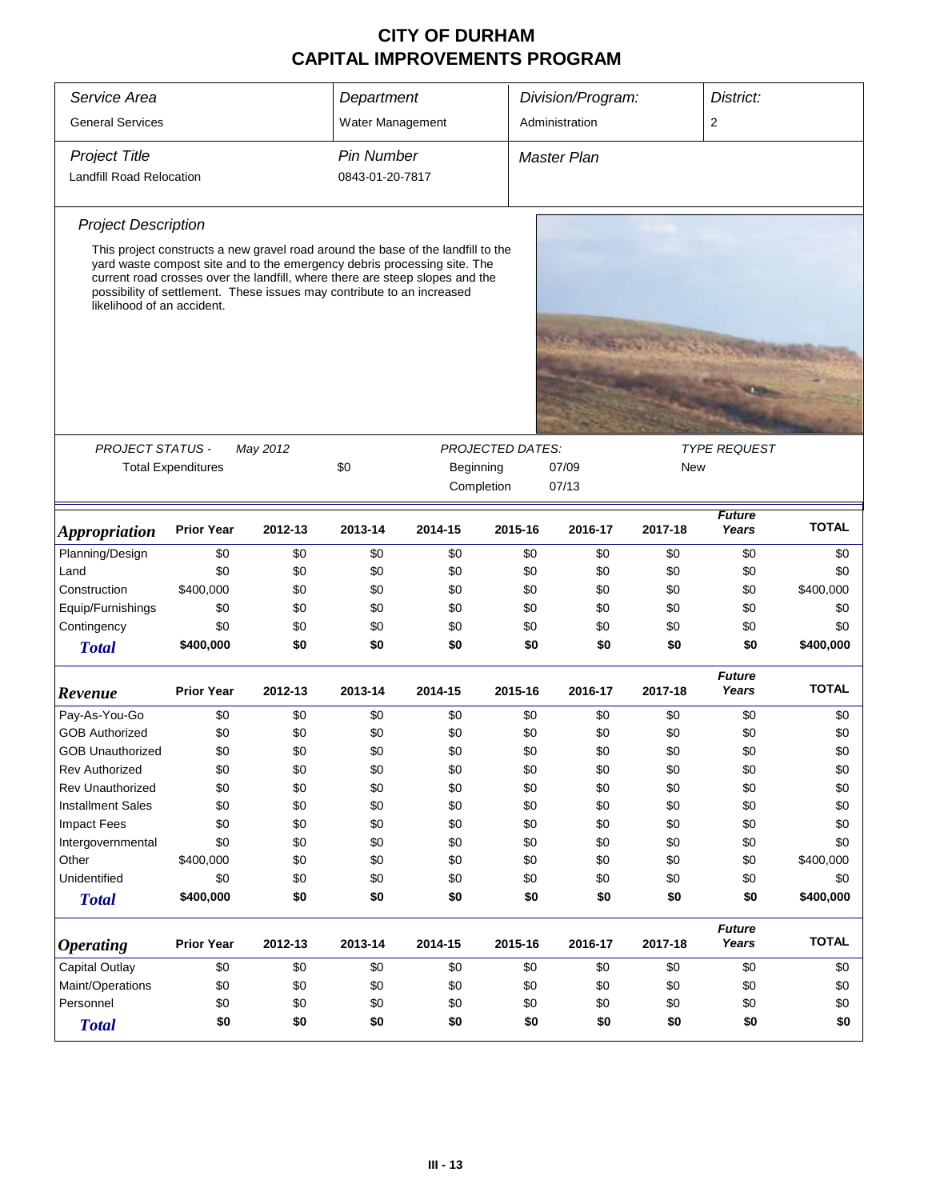# CITY OF DURHAM
# CAPITAL IMPROVEMENTS PROGRAM

| *Service Area* | *Department* | *Division/Program:* | *District:* |
|---|---|---|---|
| General Services | Water Management | Administration | 2 |

| *Project Title* | *Pin Number* | *Master Plan* |
|---|---|---|
| Landfill Road Relocation | 0843-01-20-7817 | |

### *Project Description*

This project constructs a new gravel road around the base of the landfill to the yard waste compost site and to the emergency debris processing site. The current road crosses over the landfill, where there are steep slopes and the possibility of settlement. These issues may contribute to an increased likelihood of an accident.

| *PROJECT STATUS -* | *May 2012* | *PROJECTED DATES:* | | *TYPE REQUEST* |
|---|---|---|---|---|
| Total Expenditures | $0 | Beginning | 07/09 | New |
| | | Completion | 07/13 | |

| ***Appropriation*** | **Prior Year** | **2012-13** | **2013-14** | **2014-15** | **2015-16** | **2016-17** | **2017-18** | ***Future Years*** | **TOTAL** |
|---|---|---|---|---|---|---|---|---|---|
| Planning/Design | $0 | $0 | $0 | $0 | $0 | $0 | $0 | $0 | $0 |
| Land | $0 | $0 | $0 | $0 | $0 | $0 | $0 | $0 | $0 |
| Construction | $400,000 | $0 | $0 | $0 | $0 | $0 | $0 | $0 | $400,000 |
| Equip/Furnishings | $0 | $0 | $0 | $0 | $0 | $0 | $0 | $0 | $0 |
| Contingency | $0 | $0 | $0 | $0 | $0 | $0 | $0 | $0 | $0 |
| ***Total*** | **$400,000** | **$0** | **$0** | **$0** | **$0** | **$0** | **$0** | **$0** | **$400,000** |

| ***Revenue*** | **Prior Year** | **2012-13** | **2013-14** | **2014-15** | **2015-16** | **2016-17** | **2017-18** | ***Future Years*** | **TOTAL** |
|---|---|---|---|---|---|---|---|---|---|
| Pay-As-You-Go | $0 | $0 | $0 | $0 | $0 | $0 | $0 | $0 | $0 |
| GOB Authorized | $0 | $0 | $0 | $0 | $0 | $0 | $0 | $0 | $0 |
| GOB Unauthorized | $0 | $0 | $0 | $0 | $0 | $0 | $0 | $0 | $0 |
| Rev Authorized | $0 | $0 | $0 | $0 | $0 | $0 | $0 | $0 | $0 |
| Rev Unauthorized | $0 | $0 | $0 | $0 | $0 | $0 | $0 | $0 | $0 |
| Installment Sales | $0 | $0 | $0 | $0 | $0 | $0 | $0 | $0 | $0 |
| Impact Fees | $0 | $0 | $0 | $0 | $0 | $0 | $0 | $0 | $0 |
| Intergovernmental | $0 | $0 | $0 | $0 | $0 | $0 | $0 | $0 | $0 |
| Other | $400,000 | $0 | $0 | $0 | $0 | $0 | $0 | $0 | $400,000 |
| Unidentified | $0 | $0 | $0 | $0 | $0 | $0 | $0 | $0 | $0 |
| ***Total*** | **$400,000** | **$0** | **$0** | **$0** | **$0** | **$0** | **$0** | **$0** | **$400,000** |

| ***Operating*** | **Prior Year** | **2012-13** | **2013-14** | **2014-15** | **2015-16** | **2016-17** | **2017-18** | ***Future Years*** | **TOTAL** |
|---|---|---|---|---|---|---|---|---|---|
| Capital Outlay | $0 | $0 | $0 | $0 | $0 | $0 | $0 | $0 | $0 |
| Maint/Operations | $0 | $0 | $0 | $0 | $0 | $0 | $0 | $0 | $0 |
| Personnel | $0 | $0 | $0 | $0 | $0 | $0 | $0 | $0 | $0 |
| ***Total*** | **$0** | **$0** | **$0** | **$0** | **$0** | **$0** | **$0** | **$0** | **$0** |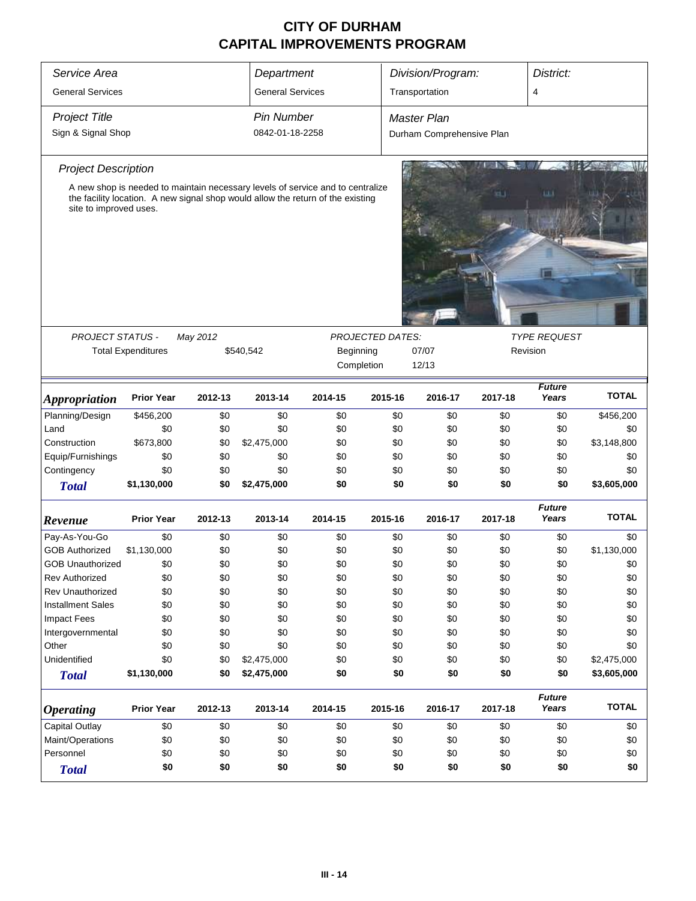# CITY OF DURHAM
# CAPITAL IMPROVEMENTS PROGRAM

| *Service Area* | *Department* | *Division/Program:* | *District:* |
|---|---|---|---|
| General Services | General Services | Transportation | 4 |

| *Project Title* | *Pin Number* | *Master Plan* |
|---|---|---|
| Sign & Signal Shop | 0842-01-18-2258 | Durham Comprehensive Plan |

*Project Description*

A new shop is needed to maintain necessary levels of service and to centralize the facility location. A new signal shop would allow the return of the existing site to improved uses.

| | | | |
|---|---|---|---|
| *PROJECT STATUS -* May 2012 | | *PROJECTED DATES:* | *TYPE REQUEST* |
| Total Expenditures | $540,542 | Beginning 07/07 | Revision |
| | | Completion 12/13 | |

| ***Appropriation*** | **Prior Year** | **2012-13** | **2013-14** | **2014-15** | **2015-16** | **2016-17** | **2017-18** | ***Future Years*** | **TOTAL** |
|---|---|---|---|---|---|---|---|---|---|
| Planning/Design | $456,200 | $0 | $0 | $0 | $0 | $0 | $0 | $0 | $456,200 |
| Land | $0 | $0 | $0 | $0 | $0 | $0 | $0 | $0 | $0 |
| Construction | $673,800 | $0 | $2,475,000 | $0 | $0 | $0 | $0 | $0 | $3,148,800 |
| Equip/Furnishings | $0 | $0 | $0 | $0 | $0 | $0 | $0 | $0 | $0 |
| Contingency | $0 | $0 | $0 | $0 | $0 | $0 | $0 | $0 | $0 |
| ***Total*** | **$1,130,000** | **$0** | **$2,475,000** | **$0** | **$0** | **$0** | **$0** | **$0** | **$3,605,000** |

| ***Revenue*** | **Prior Year** | **2012-13** | **2013-14** | **2014-15** | **2015-16** | **2016-17** | **2017-18** | ***Future Years*** | **TOTAL** |
|---|---|---|---|---|---|---|---|---|---|
| Pay-As-You-Go | $0 | $0 | $0 | $0 | $0 | $0 | $0 | $0 | $0 |
| GOB Authorized | $1,130,000 | $0 | $0 | $0 | $0 | $0 | $0 | $0 | $1,130,000 |
| GOB Unauthorized | $0 | $0 | $0 | $0 | $0 | $0 | $0 | $0 | $0 |
| Rev Authorized | $0 | $0 | $0 | $0 | $0 | $0 | $0 | $0 | $0 |
| Rev Unauthorized | $0 | $0 | $0 | $0 | $0 | $0 | $0 | $0 | $0 |
| Installment Sales | $0 | $0 | $0 | $0 | $0 | $0 | $0 | $0 | $0 |
| Impact Fees | $0 | $0 | $0 | $0 | $0 | $0 | $0 | $0 | $0 |
| Intergovernmental | $0 | $0 | $0 | $0 | $0 | $0 | $0 | $0 | $0 |
| Other | $0 | $0 | $0 | $0 | $0 | $0 | $0 | $0 | $0 |
| Unidentified | $0 | $0 | $2,475,000 | $0 | $0 | $0 | $0 | $0 | $2,475,000 |
| ***Total*** | **$1,130,000** | **$0** | **$2,475,000** | **$0** | **$0** | **$0** | **$0** | **$0** | **$3,605,000** |

| ***Operating*** | **Prior Year** | **2012-13** | **2013-14** | **2014-15** | **2015-16** | **2016-17** | **2017-18** | ***Future Years*** | **TOTAL** |
|---|---|---|---|---|---|---|---|---|---|
| Capital Outlay | $0 | $0 | $0 | $0 | $0 | $0 | $0 | $0 | $0 |
| Maint/Operations | $0 | $0 | $0 | $0 | $0 | $0 | $0 | $0 | $0 |
| Personnel | $0 | $0 | $0 | $0 | $0 | $0 | $0 | $0 | $0 |
| ***Total*** | **$0** | **$0** | **$0** | **$0** | **$0** | **$0** | **$0** | **$0** | **$0** |